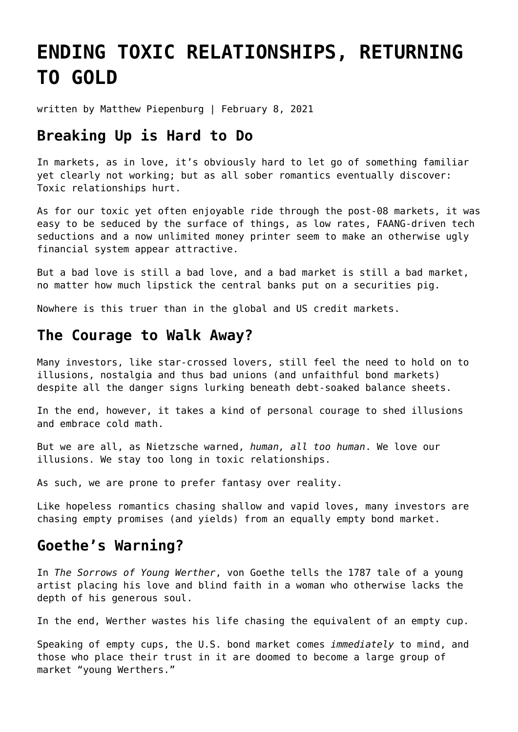# ENDING TOXIC RELATIONSHIPS, RETURNING TO GOLD

written by Matthew Piepenburg | February 8, 2021

## Breaking Up is Hard to Do

In markets, as in love, it's obviously hard to let go of something familiar yet clearly not working; but as all sober romantics eventually discover: Toxic relationships hurt.

As for our toxic yet often enjoyable ride through the post-08 markets, it was easy to be seduced by the surface of things, as low rates, FAANG-driven tech seductions and a now unlimited money printer seem to make an otherwise ugly financial system appear attractive.

But a bad love is still a bad love, and a bad market is still a bad market, no matter how much lipstick the central banks put on a securities pig.

Nowhere is this truer than in the global and US credit markets.

## The Courage to Walk Away?

Many investors, like star-crossed lovers, still feel the need to hold on to illusions, nostalgia and thus bad unions (and unfaithful bond markets) despite all the danger signs lurking beneath debt-soaked balance sheets.

In the end, however, it takes a kind of personal courage to shed illusions and embrace cold math.

But we are all, as Nietzsche warned, *human, all too human*. We love our illusions. We stay too long in toxic relationships.

As such, we are prone to prefer fantasy over reality.

Like hopeless romantics chasing shallow and vapid loves, many investors are chasing empty promises (and yields) from an equally empty bond market.

## Goethe's Warning?

In *The Sorrows of Young Werther*, von Goethe tells the 1787 tale of a young artist placing his love and blind faith in a woman who otherwise lacks the depth of his generous soul.

In the end, Werther wastes his life chasing the equivalent of an empty cup.

Speaking of empty cups, the U.S. bond market comes *immediately* to mind, and those who place their trust in it are doomed to become a large group of market "young Werthers."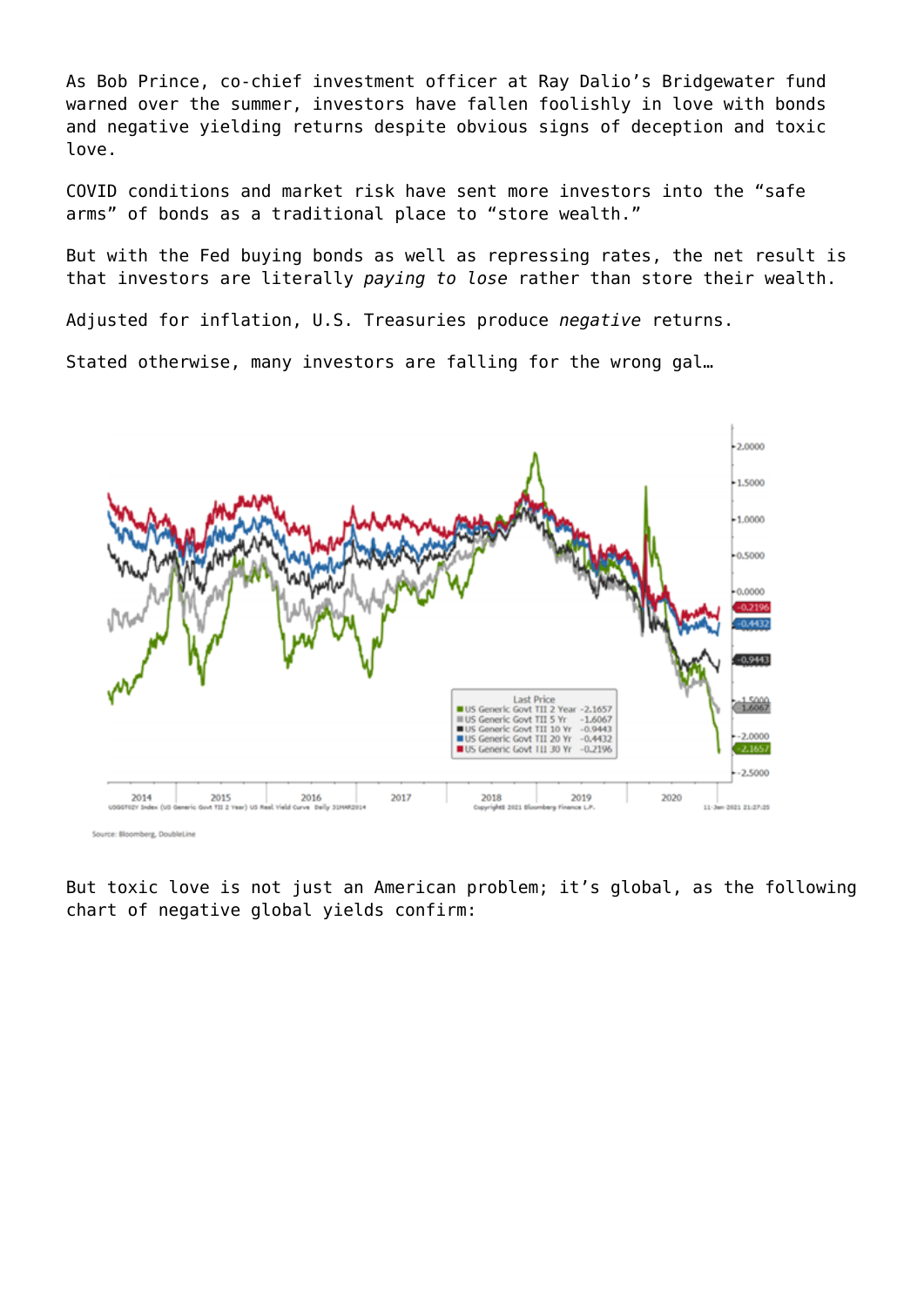As Bob Prince, co-chief investment officer at Ray Dalio's Bridgewater fund warned over the summer, investors have fallen foolishly in love with bonds and negative yielding returns despite obvious signs of deception and toxic love.

COVID conditions and market risk have sent more investors into the "safe arms" of bonds as a traditional place to "store wealth."

But with the Fed buying bonds as well as repressing rates, the net result is that investors are literally *paying to lose* rather than store their wealth.

Adjusted for inflation, U.S. Treasuries produce *negative* returns.

Stated otherwise, many investors are falling for the wrong gal…

Source: Bloomberg, DoubleLine

But toxic love is not just an American problem; it's global, as the following chart of negative global yields confirm: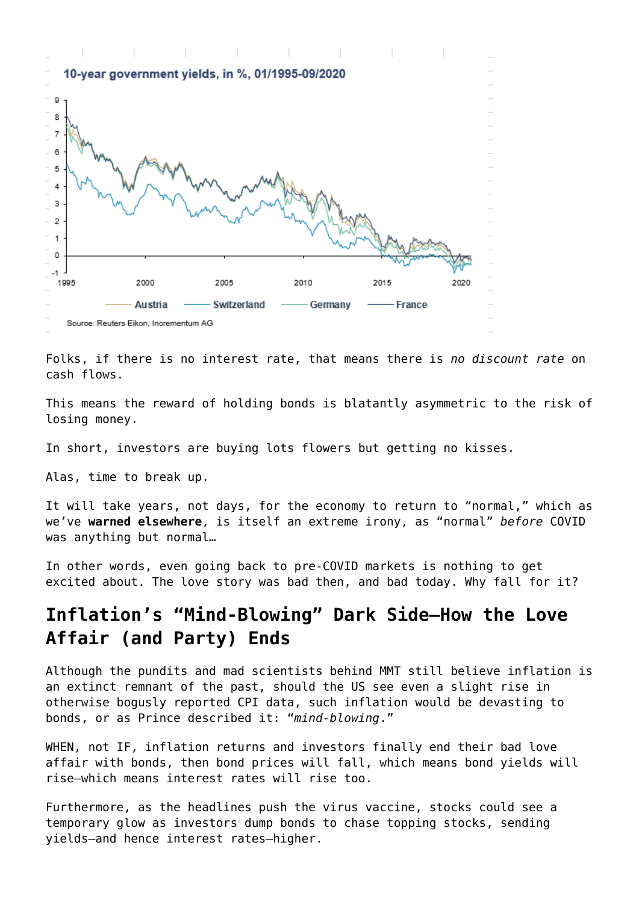**10-year government yields, in %, 01/1995-09/2020**

Austria — Switzerland — Germany — France

Source: Reuters Eikon, Incrementum AG

Folks, if there is no interest rate, that means there is *no discount rate* on cash flows.

This means the reward of holding bonds is blatantly asymmetric to the risk of losing money.

In short, investors are buying lots flowers but getting no kisses.

Alas, time to break up.

It will take years, not days, for the economy to return to "normal," which as we've **warned elsewhere**, is itself an extreme irony, as "normal" *before* COVID was anything but normal…

In other words, even going back to pre-COVID markets is nothing to get excited about. The love story was bad then, and bad today. Why fall for it?

## Inflation's "Mind-Blowing" Dark Side—How the Love Affair (and Party) Ends

Although the pundits and mad scientists behind MMT still believe inflation is an extinct remnant of the past, should the US see even a slight rise in otherwise bogusly reported CPI data, such inflation would be devasting to bonds, or as Prince described it: "*mind-blowing*."

WHEN, not IF, inflation returns and investors finally end their bad love affair with bonds, then bond prices will fall, which means bond yields will rise—which means interest rates will rise too.

Furthermore, as the headlines push the virus vaccine, stocks could see a temporary glow as investors dump bonds to chase topping stocks, sending yields—and hence interest rates—higher.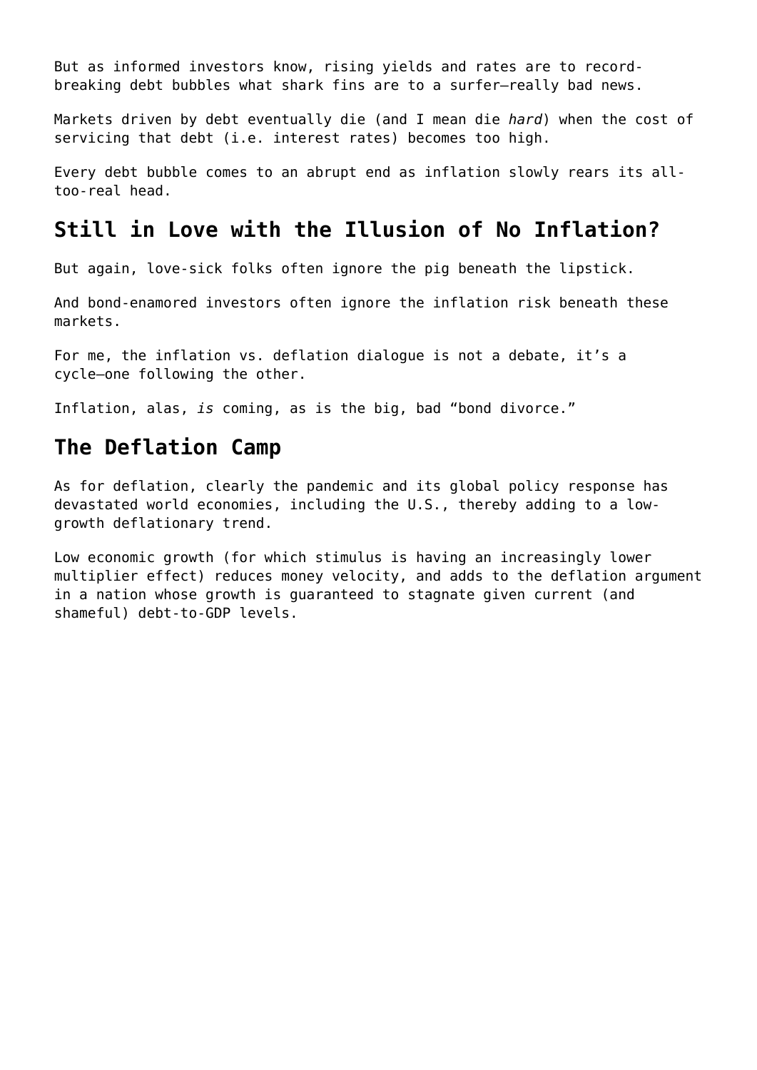But as informed investors know, rising yields and rates are to record-breaking debt bubbles what shark fins are to a surfer—really bad news.

Markets driven by debt eventually die (and I mean die *hard*) when the cost of servicing that debt (i.e. interest rates) becomes too high.

Every debt bubble comes to an abrupt end as inflation slowly rears its all-too-real head.

## Still in Love with the Illusion of No Inflation?

But again, love-sick folks often ignore the pig beneath the lipstick.

And bond-enamored investors often ignore the inflation risk beneath these markets.

For me, the inflation vs. deflation dialogue is not a debate, it's a cycle—one following the other.

Inflation, alas, *is* coming, as is the big, bad "bond divorce."

## The Deflation Camp

As for deflation, clearly the pandemic and its global policy response has devastated world economies, including the U.S., thereby adding to a low-growth deflationary trend.

Low economic growth (for which stimulus is having an increasingly lower multiplier effect) reduces money velocity, and adds to the deflation argument in a nation whose growth is guaranteed to stagnate given current (and shameful) debt-to-GDP levels.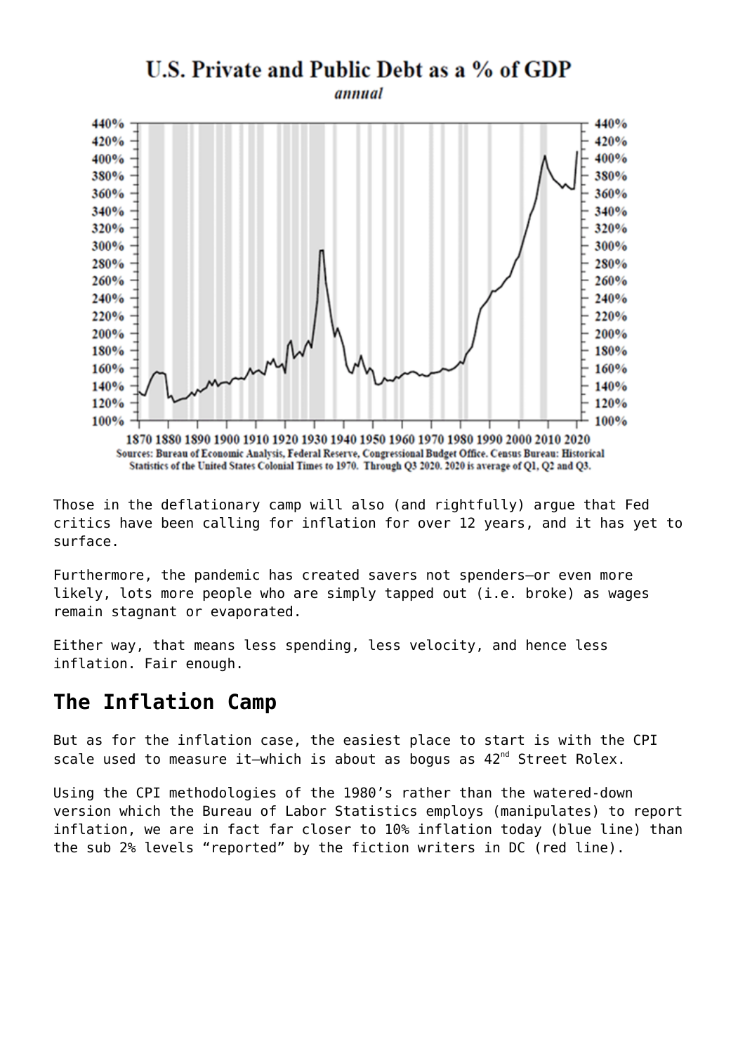**U.S. Private and Public Debt as a % of GDP**

*annual*

Sources: Bureau of Economic Analysis, Federal Reserve, Congressional Budget Office. Census Bureau: Historical Statistics of the United States Colonial Times to 1970. Through Q3 2020. 2020 is average of Q1, Q2 and Q3.

Those in the deflationary camp will also (and rightfully) argue that Fed critics have been calling for inflation for over 12 years, and it has yet to surface.

Furthermore, the pandemic has created savers not spenders—or even more likely, lots more people who are simply tapped out (i.e. broke) as wages remain stagnant or evaporated.

Either way, that means less spending, less velocity, and hence less inflation. Fair enough.

## The Inflation Camp

But as for the inflation case, the easiest place to start is with the CPI scale used to measure it—which is about as bogus as 42nd Street Rolex.

Using the CPI methodologies of the 1980's rather than the watered-down version which the Bureau of Labor Statistics employs (manipulates) to report inflation, we are in fact far closer to 10% inflation today (blue line) than the sub 2% levels "reported" by the fiction writers in DC (red line).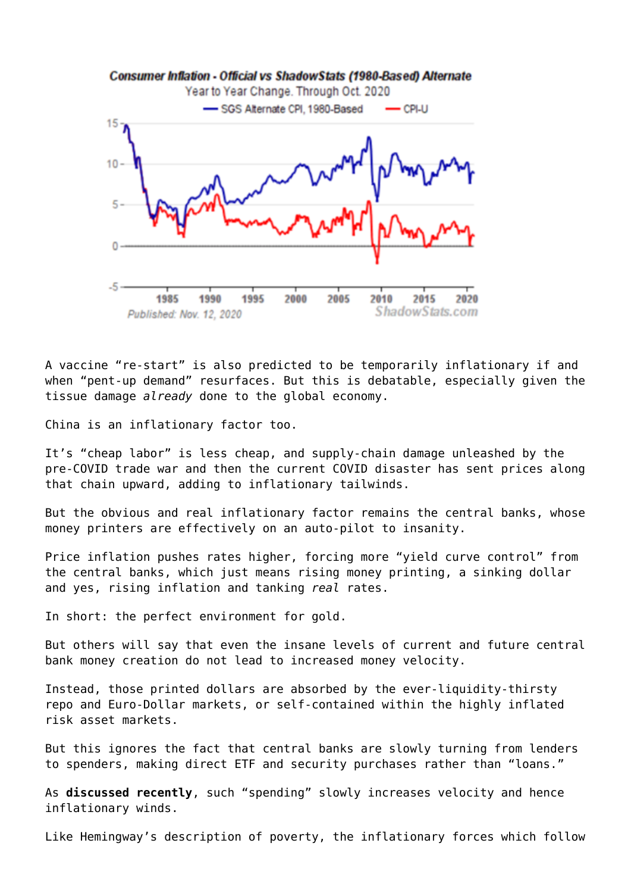A vaccine “re-start” is also predicted to be temporarily inflationary if and when “pent-up demand” resurfaces. But this is debatable, especially given the tissue damage *already* done to the global economy.

China is an inflationary factor too.

It’s “cheap labor” is less cheap, and supply-chain damage unleashed by the pre-COVID trade war and then the current COVID disaster has sent prices along that chain upward, adding to inflationary tailwinds.

But the obvious and real inflationary factor remains the central banks, whose money printers are effectively on an auto-pilot to insanity.

Price inflation pushes rates higher, forcing more “yield curve control” from the central banks, which just means rising money printing, a sinking dollar and yes, rising inflation and tanking *real* rates.

In short: the perfect environment for gold.

But others will say that even the insane levels of current and future central bank money creation do not lead to increased money velocity.

Instead, those printed dollars are absorbed by the ever-liquidity-thirsty repo and Euro-Dollar markets, or self-contained within the highly inflated risk asset markets.

But this ignores the fact that central banks are slowly turning from lenders to spenders, making direct ETF and security purchases rather than “loans.”

As **discussed recently**, such “spending” slowly increases velocity and hence inflationary winds.

Like Hemingway’s description of poverty, the inflationary forces which follow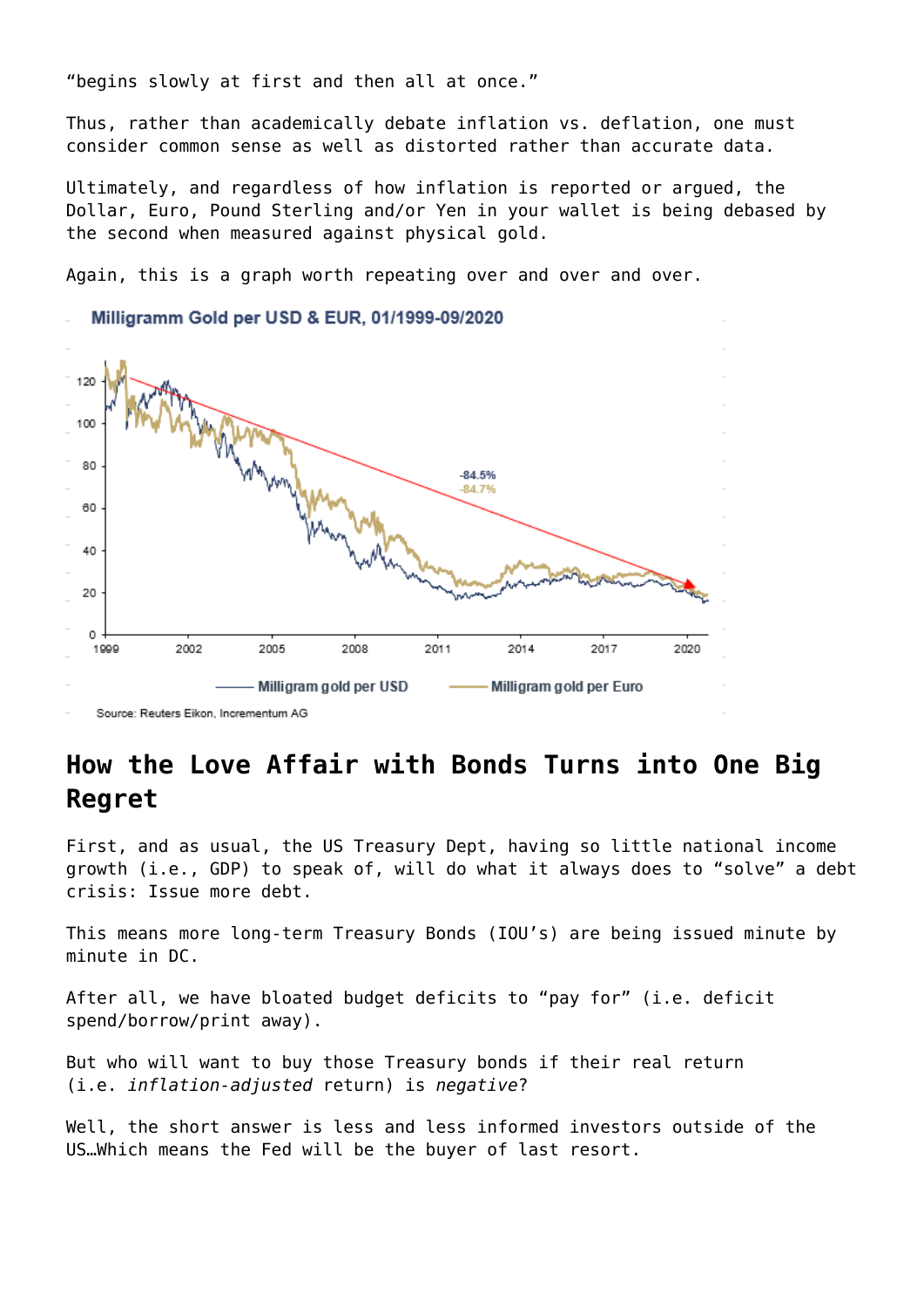"begins slowly at first and then all at once."

Thus, rather than academically debate inflation vs. deflation, one must consider common sense as well as distorted rather than accurate data.

Ultimately, and regardless of how inflation is reported or argued, the Dollar, Euro, Pound Sterling and/or Yen in your wallet is being debased by the second when measured against physical gold.

Again, this is a graph worth repeating over and over and over.

Milligramm Gold per USD & EUR, 01/1999-09/2020

Source: Reuters Eikon, Incrementum AG

## How the Love Affair with Bonds Turns into One Big Regret

First, and as usual, the US Treasury Dept, having so little national income growth (i.e., GDP) to speak of, will do what it always does to "solve" a debt crisis: Issue more debt.

This means more long-term Treasury Bonds (IOU's) are being issued minute by minute in DC.

After all, we have bloated budget deficits to "pay for" (i.e. deficit spend/borrow/print away).

But who will want to buy those Treasury bonds if their real return (i.e. *inflation-adjusted* return) is *negative*?

Well, the short answer is less and less informed investors outside of the US…Which means the Fed will be the buyer of last resort.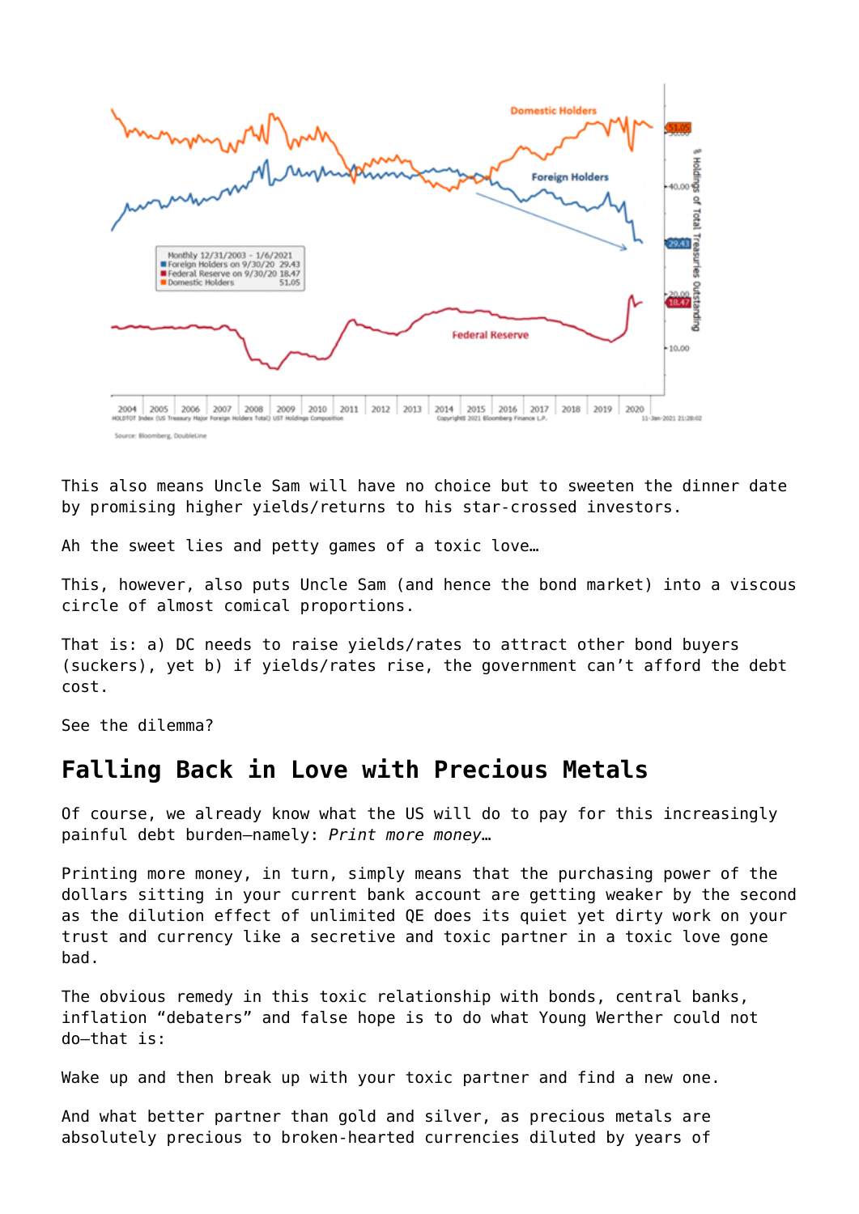This also means Uncle Sam will have no choice but to sweeten the dinner date by promising higher yields/returns to his star-crossed investors.

Ah the sweet lies and petty games of a toxic love…

This, however, also puts Uncle Sam (and hence the bond market) into a viscous circle of almost comical proportions.

That is: a) DC needs to raise yields/rates to attract other bond buyers (suckers), yet b) if yields/rates rise, the government can't afford the debt cost.

See the dilemma?

## Falling Back in Love with Precious Metals

Of course, we already know what the US will do to pay for this increasingly painful debt burden—namely: *Print more money…*

Printing more money, in turn, simply means that the purchasing power of the dollars sitting in your current bank account are getting weaker by the second as the dilution effect of unlimited QE does its quiet yet dirty work on your trust and currency like a secretive and toxic partner in a toxic love gone bad.

The obvious remedy in this toxic relationship with bonds, central banks, inflation "debaters" and false hope is to do what Young Werther could not do—that is:

Wake up and then break up with your toxic partner and find a new one.

And what better partner than gold and silver, as precious metals are absolutely precious to broken-hearted currencies diluted by years of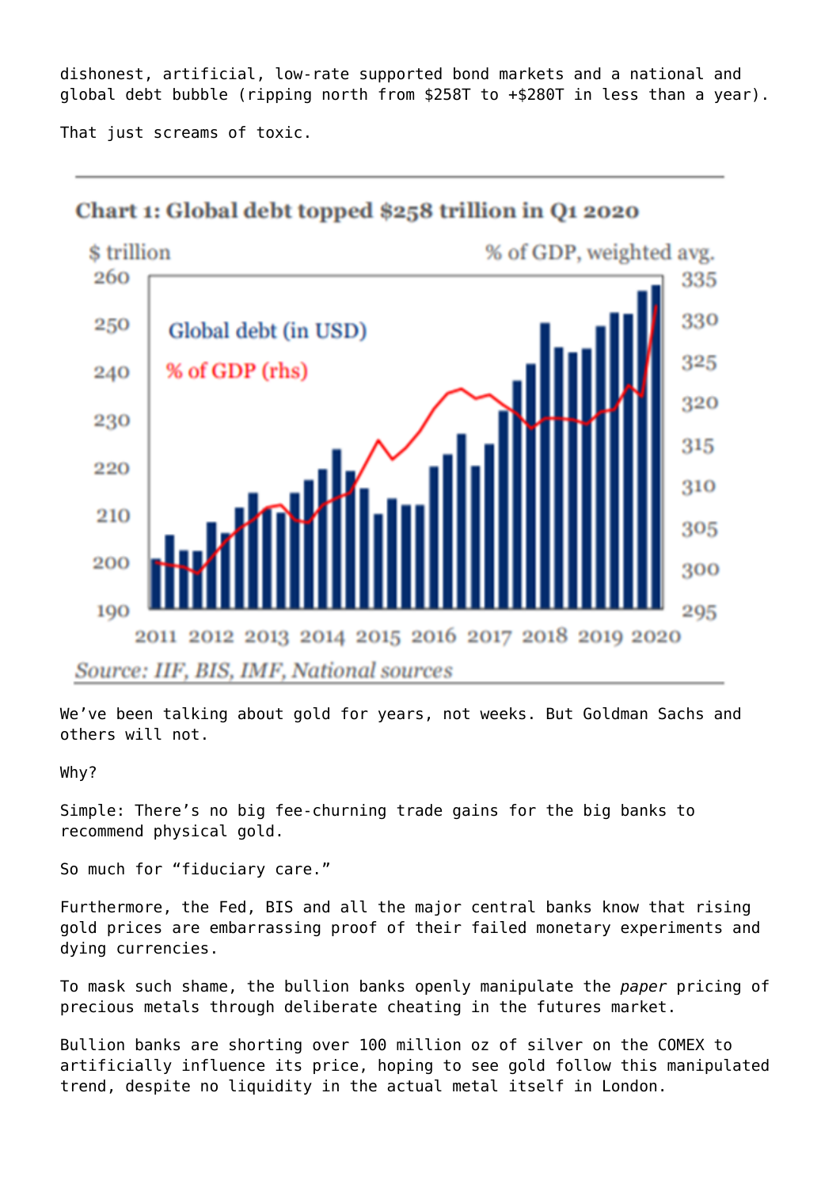dishonest, artificial, low-rate supported bond markets and a national and global debt bubble (ripping north from $258T to +$280T in less than a year).

That just screams of toxic.

**Chart 1: Global debt topped $258 trillion in Q1 2020**

*Source: IIF, BIS, IMF, National sources*

We've been talking about gold for years, not weeks. But Goldman Sachs and others will not.

Why?

Simple: There's no big fee-churning trade gains for the big banks to recommend physical gold.

So much for "fiduciary care."

Furthermore, the Fed, BIS and all the major central banks know that rising gold prices are embarrassing proof of their failed monetary experiments and dying currencies.

To mask such shame, the bullion banks openly manipulate the *paper* pricing of precious metals through deliberate cheating in the futures market.

Bullion banks are shorting over 100 million oz of silver on the COMEX to artificially influence its price, hoping to see gold follow this manipulated trend, despite no liquidity in the actual metal itself in London.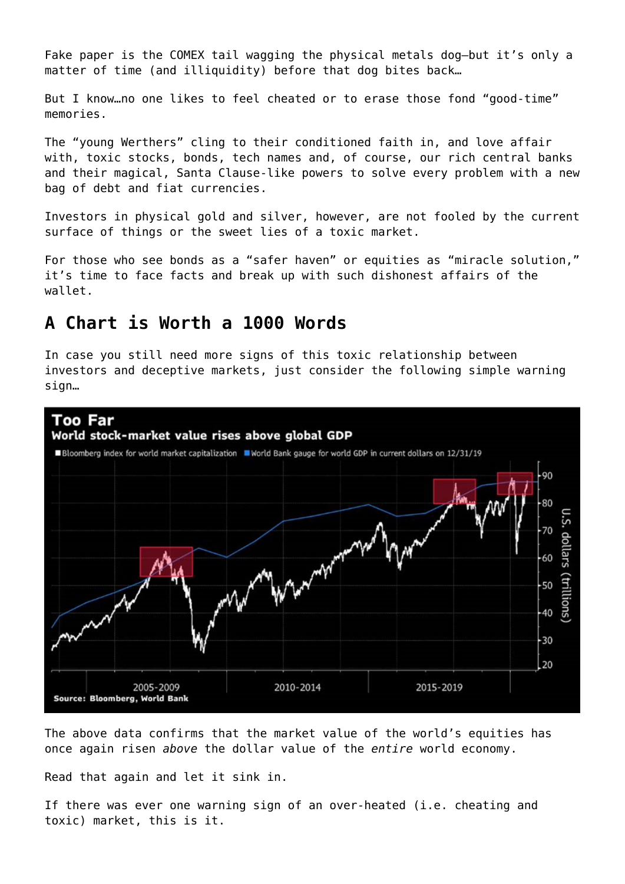Fake paper is the COMEX tail wagging the physical metals dog—but it's only a matter of time (and illiquidity) before that dog bites back…

But I know…no one likes to feel cheated or to erase those fond "good-time" memories.

The "young Werthers" cling to their conditioned faith in, and love affair with, toxic stocks, bonds, tech names and, of course, our rich central banks and their magical, Santa Clause-like powers to solve every problem with a new bag of debt and fiat currencies.

Investors in physical gold and silver, however, are not fooled by the current surface of things or the sweet lies of a toxic market.

For those who see bonds as a "safer haven" or equities as "miracle solution," it's time to face facts and break up with such dishonest affairs of the wallet.

## A Chart is Worth a 1000 Words

In case you still need more signs of this toxic relationship between investors and deceptive markets, just consider the following simple warning sign…

**Too Far**

**World stock-market value rises above global GDP**

■ Bloomberg index for world market capitalization ■ World Bank gauge for world GDP in current dollars on 12/31/19

Source: Bloomberg, World Bank

The above data confirms that the market value of the world's equities has once again risen *above* the dollar value of the *entire* world economy.

Read that again and let it sink in.

If there was ever one warning sign of an over-heated (i.e. cheating and toxic) market, this is it.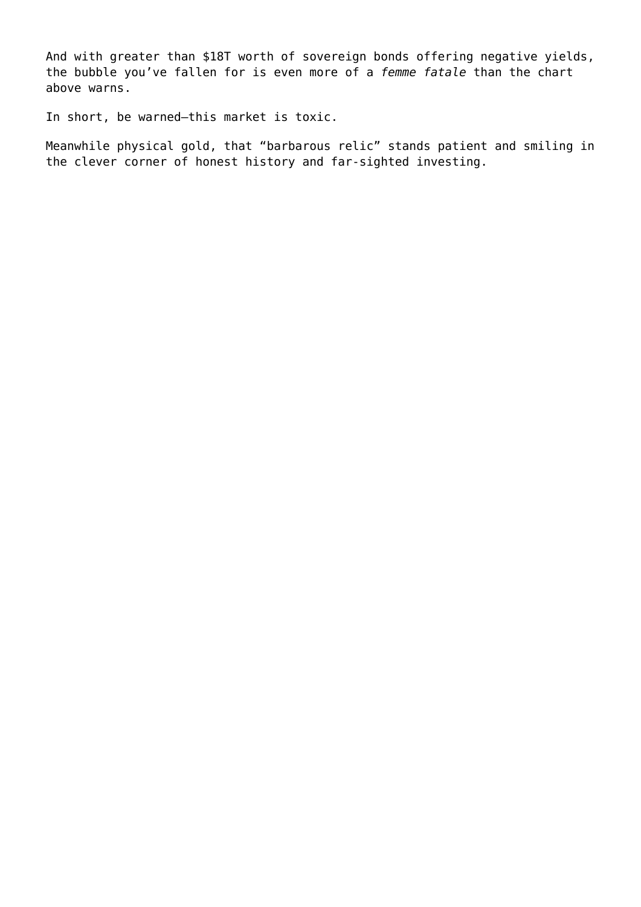And with greater than $18T worth of sovereign bonds offering negative yields, the bubble you've fallen for is even more of a *femme fatale* than the chart above warns.

In short, be warned—this market is toxic.

Meanwhile physical gold, that "barbarous relic" stands patient and smiling in the clever corner of honest history and far-sighted investing.